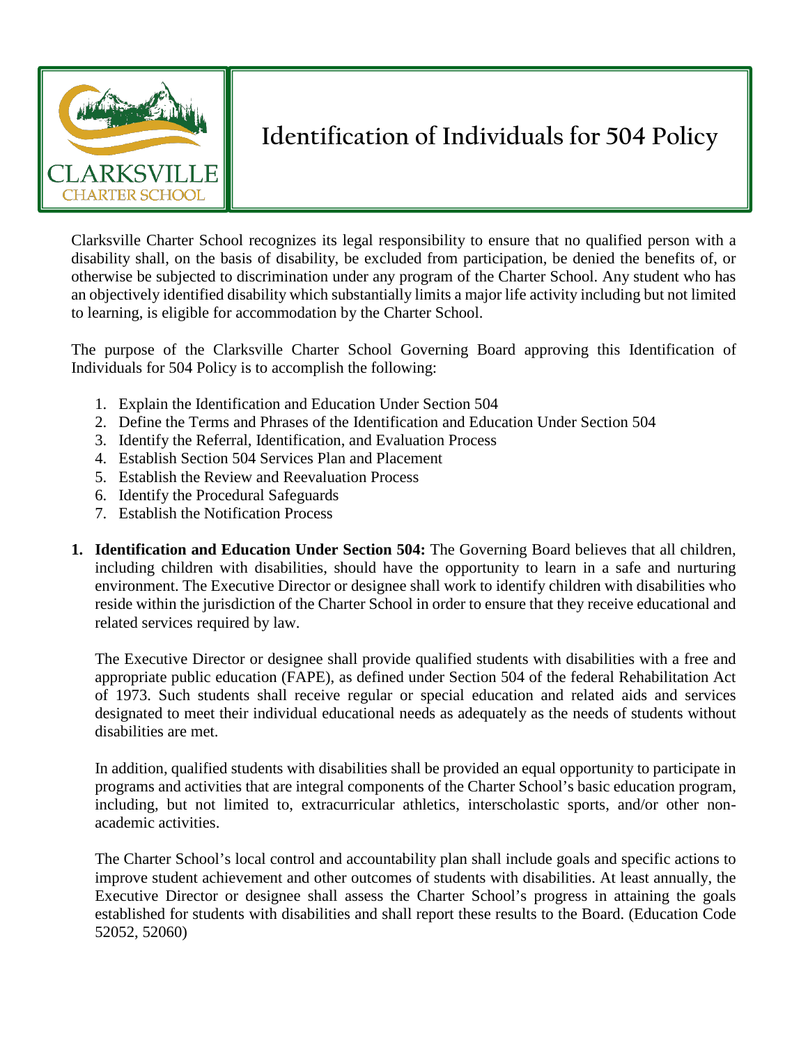# Identification of Individuals for 504 Policy

Clarksville Charter School recognizes its legal responsibility to ensure that no qualified person with a disability shall, on the basis of disability, be excluded from participation, be denied the benefits of, or otherwise be subjected to discrimination under any program of the Charter School. Any student who has an objectively identified disability which substantially limits a major life activity including but not limited to learning, is eligible for accommodation by the Charter School.

The purpose of the Clarksville Charter School Governing Board approving this Identification of Individuals for 504 Policy is to accomplish the following:

1. Explain the Identification and Education Under Section 504
2. Define the Terms and Phrases of the Identification and Education Under Section 504
3. Identify the Referral, Identification, and Evaluation Process
4. Establish Section 504 Services Plan and Placement
5. Establish the Review and Reevaluation Process
6. Identify the Procedural Safeguards
7. Establish the Notification Process

1. **Identification and Education Under Section 504:** The Governing Board believes that all children, including children with disabilities, should have the opportunity to learn in a safe and nurturing environment. The Executive Director or designee shall work to identify children with disabilities who reside within the jurisdiction of the Charter School in order to ensure that they receive educational and related services required by law.

   The Executive Director or designee shall provide qualified students with disabilities with a free and appropriate public education (FAPE), as defined under Section 504 of the federal Rehabilitation Act of 1973. Such students shall receive regular or special education and related aids and services designated to meet their individual educational needs as adequately as the needs of students without disabilities are met.

   In addition, qualified students with disabilities shall be provided an equal opportunity to participate in programs and activities that are integral components of the Charter School's basic education program, including, but not limited to, extracurricular athletics, interscholastic sports, and/or other non-academic activities.

   The Charter School's local control and accountability plan shall include goals and specific actions to improve student achievement and other outcomes of students with disabilities. At least annually, the Executive Director or designee shall assess the Charter School's progress in attaining the goals established for students with disabilities and shall report these results to the Board. (Education Code 52052, 52060)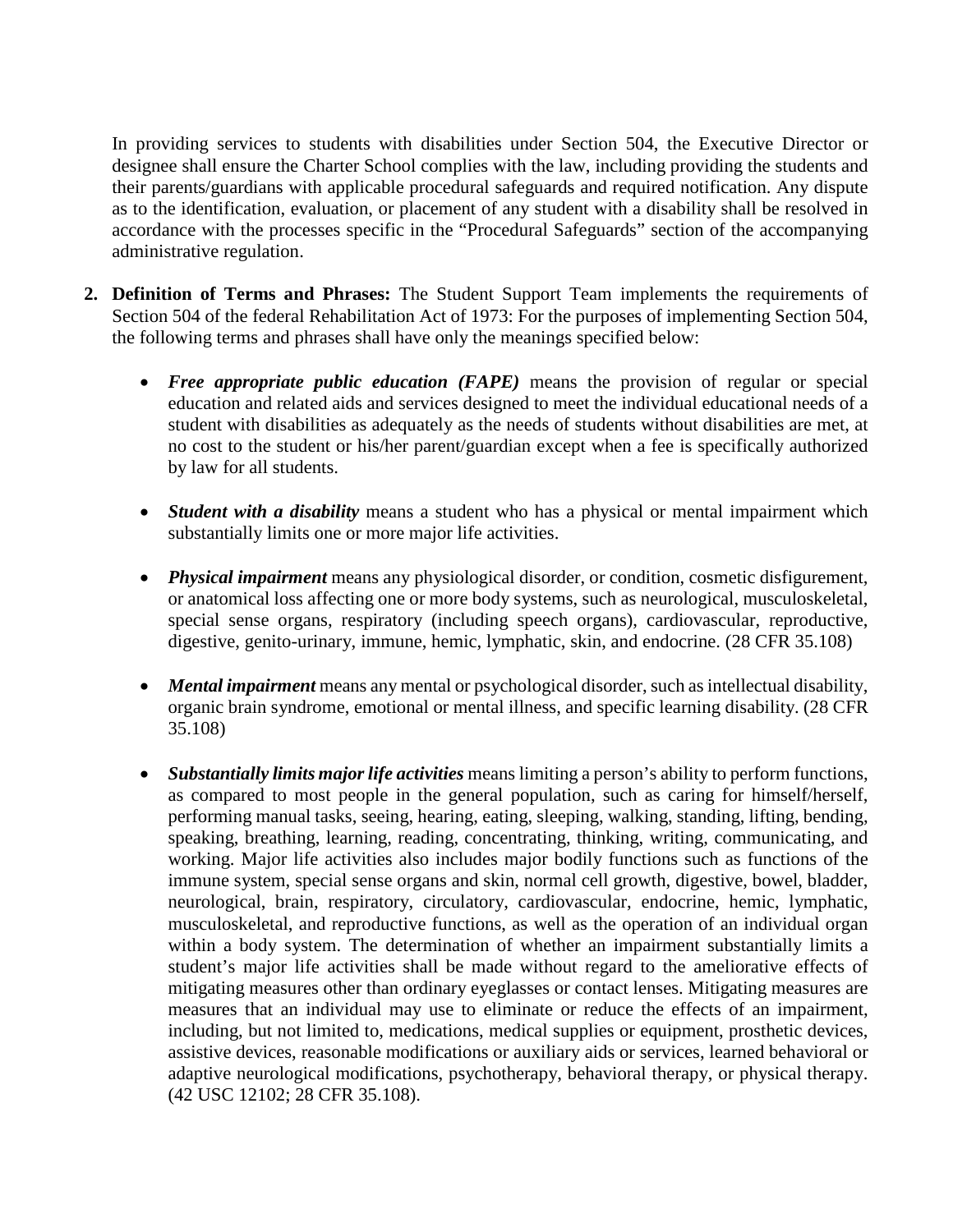In providing services to students with disabilities under Section 504, the Executive Director or designee shall ensure the Charter School complies with the law, including providing the students and their parents/guardians with applicable procedural safeguards and required notification. Any dispute as to the identification, evaluation, or placement of any student with a disability shall be resolved in accordance with the processes specific in the "Procedural Safeguards" section of the accompanying administrative regulation.

2. **Definition of Terms and Phrases:** The Student Support Team implements the requirements of Section 504 of the federal Rehabilitation Act of 1973: For the purposes of implementing Section 504, the following terms and phrases shall have only the meanings specified below:

   - ***Free appropriate public education (FAPE)*** means the provision of regular or special education and related aids and services designed to meet the individual educational needs of a student with disabilities as adequately as the needs of students without disabilities are met, at no cost to the student or his/her parent/guardian except when a fee is specifically authorized by law for all students.

   - ***Student with a disability*** means a student who has a physical or mental impairment which substantially limits one or more major life activities.

   - ***Physical impairment*** means any physiological disorder, or condition, cosmetic disfigurement, or anatomical loss affecting one or more body systems, such as neurological, musculoskeletal, special sense organs, respiratory (including speech organs), cardiovascular, reproductive, digestive, genito-urinary, immune, hemic, lymphatic, skin, and endocrine. (28 CFR 35.108)

   - ***Mental impairment*** means any mental or psychological disorder, such as intellectual disability, organic brain syndrome, emotional or mental illness, and specific learning disability. (28 CFR 35.108)

   - ***Substantially limits major life activities*** means limiting a person's ability to perform functions, as compared to most people in the general population, such as caring for himself/herself, performing manual tasks, seeing, hearing, eating, sleeping, walking, standing, lifting, bending, speaking, breathing, learning, reading, concentrating, thinking, writing, communicating, and working. Major life activities also includes major bodily functions such as functions of the immune system, special sense organs and skin, normal cell growth, digestive, bowel, bladder, neurological, brain, respiratory, circulatory, cardiovascular, endocrine, hemic, lymphatic, musculoskeletal, and reproductive functions, as well as the operation of an individual organ within a body system. The determination of whether an impairment substantially limits a student's major life activities shall be made without regard to the ameliorative effects of mitigating measures other than ordinary eyeglasses or contact lenses. Mitigating measures are measures that an individual may use to eliminate or reduce the effects of an impairment, including, but not limited to, medications, medical supplies or equipment, prosthetic devices, assistive devices, reasonable modifications or auxiliary aids or services, learned behavioral or adaptive neurological modifications, psychotherapy, behavioral therapy, or physical therapy. (42 USC 12102; 28 CFR 35.108).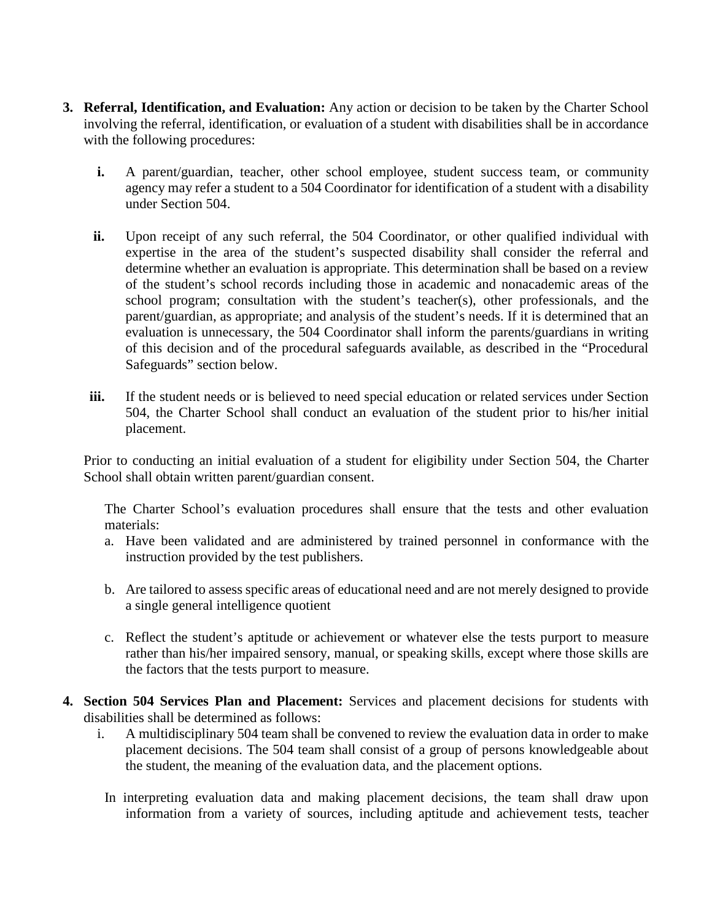3. **Referral, Identification, and Evaluation:** Any action or decision to be taken by the Charter School involving the referral, identification, or evaluation of a student with disabilities shall be in accordance with the following procedures:

   **i.** A parent/guardian, teacher, other school employee, student success team, or community agency may refer a student to a 504 Coordinator for identification of a student with a disability under Section 504.

   **ii.** Upon receipt of any such referral, the 504 Coordinator, or other qualified individual with expertise in the area of the student's suspected disability shall consider the referral and determine whether an evaluation is appropriate. This determination shall be based on a review of the student's school records including those in academic and nonacademic areas of the school program; consultation with the student's teacher(s), other professionals, and the parent/guardian, as appropriate; and analysis of the student's needs. If it is determined that an evaluation is unnecessary, the 504 Coordinator shall inform the parents/guardians in writing of this decision and of the procedural safeguards available, as described in the "Procedural Safeguards" section below.

   **iii.** If the student needs or is believed to need special education or related services under Section 504, the Charter School shall conduct an evaluation of the student prior to his/her initial placement.

   Prior to conducting an initial evaluation of a student for eligibility under Section 504, the Charter School shall obtain written parent/guardian consent.

   The Charter School's evaluation procedures shall ensure that the tests and other evaluation materials:

   a. Have been validated and are administered by trained personnel in conformance with the instruction provided by the test publishers.

   b. Are tailored to assess specific areas of educational need and are not merely designed to provide a single general intelligence quotient

   c. Reflect the student's aptitude or achievement or whatever else the tests purport to measure rather than his/her impaired sensory, manual, or speaking skills, except where those skills are the factors that the tests purport to measure.

4. **Section 504 Services Plan and Placement:** Services and placement decisions for students with disabilities shall be determined as follows:

   i. A multidisciplinary 504 team shall be convened to review the evaluation data in order to make placement decisions. The 504 team shall consist of a group of persons knowledgeable about the student, the meaning of the evaluation data, and the placement options.

   In interpreting evaluation data and making placement decisions, the team shall draw upon information from a variety of sources, including aptitude and achievement tests, teacher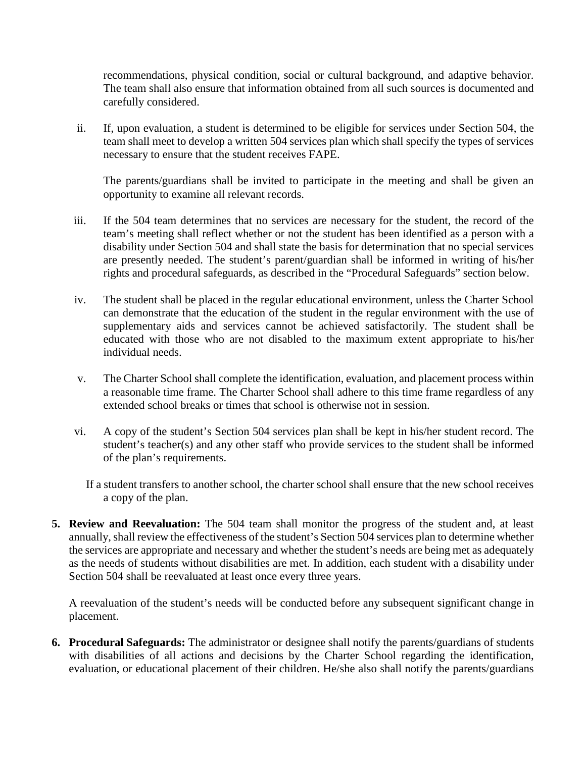recommendations, physical condition, social or cultural background, and adaptive behavior. The team shall also ensure that information obtained from all such sources is documented and carefully considered.

ii. If, upon evaluation, a student is determined to be eligible for services under Section 504, the team shall meet to develop a written 504 services plan which shall specify the types of services necessary to ensure that the student receives FAPE.

   The parents/guardians shall be invited to participate in the meeting and shall be given an opportunity to examine all relevant records.

iii. If the 504 team determines that no services are necessary for the student, the record of the team's meeting shall reflect whether or not the student has been identified as a person with a disability under Section 504 and shall state the basis for determination that no special services are presently needed. The student's parent/guardian shall be informed in writing of his/her rights and procedural safeguards, as described in the "Procedural Safeguards" section below.

iv. The student shall be placed in the regular educational environment, unless the Charter School can demonstrate that the education of the student in the regular environment with the use of supplementary aids and services cannot be achieved satisfactorily. The student shall be educated with those who are not disabled to the maximum extent appropriate to his/her individual needs.

v. The Charter School shall complete the identification, evaluation, and placement process within a reasonable time frame. The Charter School shall adhere to this time frame regardless of any extended school breaks or times that school is otherwise not in session.

vi. A copy of the student's Section 504 services plan shall be kept in his/her student record. The student's teacher(s) and any other staff who provide services to the student shall be informed of the plan's requirements.

   If a student transfers to another school, the charter school shall ensure that the new school receives a copy of the plan.

5. **Review and Reevaluation:** The 504 team shall monitor the progress of the student and, at least annually, shall review the effectiveness of the student's Section 504 services plan to determine whether the services are appropriate and necessary and whether the student's needs are being met as adequately as the needs of students without disabilities are met. In addition, each student with a disability under Section 504 shall be reevaluated at least once every three years.

   A reevaluation of the student's needs will be conducted before any subsequent significant change in placement.

6. **Procedural Safeguards:** The administrator or designee shall notify the parents/guardians of students with disabilities of all actions and decisions by the Charter School regarding the identification, evaluation, or educational placement of their children. He/she also shall notify the parents/guardians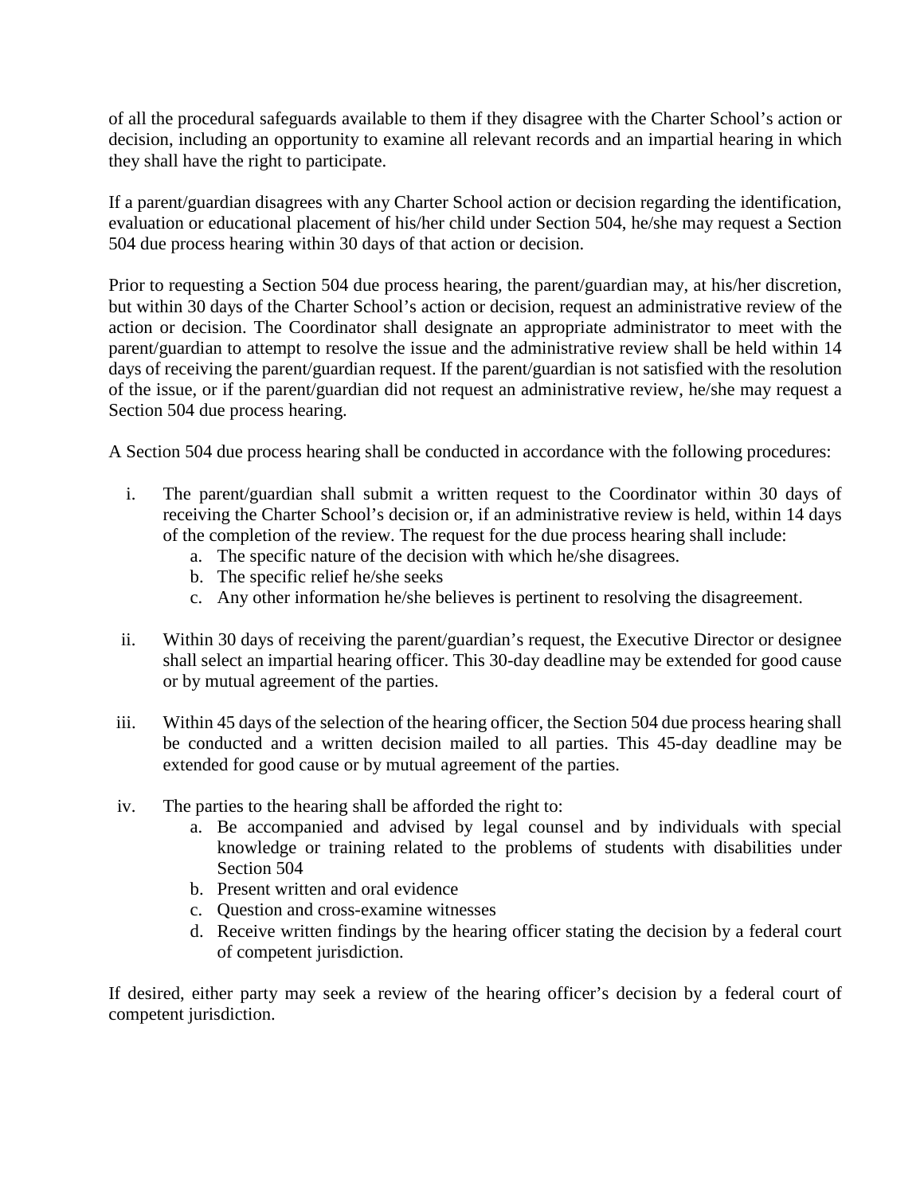of all the procedural safeguards available to them if they disagree with the Charter School's action or decision, including an opportunity to examine all relevant records and an impartial hearing in which they shall have the right to participate.

If a parent/guardian disagrees with any Charter School action or decision regarding the identification, evaluation or educational placement of his/her child under Section 504, he/she may request a Section 504 due process hearing within 30 days of that action or decision.

Prior to requesting a Section 504 due process hearing, the parent/guardian may, at his/her discretion, but within 30 days of the Charter School's action or decision, request an administrative review of the action or decision. The Coordinator shall designate an appropriate administrator to meet with the parent/guardian to attempt to resolve the issue and the administrative review shall be held within 14 days of receiving the parent/guardian request. If the parent/guardian is not satisfied with the resolution of the issue, or if the parent/guardian did not request an administrative review, he/she may request a Section 504 due process hearing.

A Section 504 due process hearing shall be conducted in accordance with the following procedures:

i. The parent/guardian shall submit a written request to the Coordinator within 30 days of receiving the Charter School's decision or, if an administrative review is held, within 14 days of the completion of the review. The request for the due process hearing shall include:
    a. The specific nature of the decision with which he/she disagrees.
    b. The specific relief he/she seeks
    c. Any other information he/she believes is pertinent to resolving the disagreement.

ii. Within 30 days of receiving the parent/guardian's request, the Executive Director or designee shall select an impartial hearing officer. This 30-day deadline may be extended for good cause or by mutual agreement of the parties.

iii. Within 45 days of the selection of the hearing officer, the Section 504 due process hearing shall be conducted and a written decision mailed to all parties. This 45-day deadline may be extended for good cause or by mutual agreement of the parties.

iv. The parties to the hearing shall be afforded the right to:
    a. Be accompanied and advised by legal counsel and by individuals with special knowledge or training related to the problems of students with disabilities under Section 504
    b. Present written and oral evidence
    c. Question and cross-examine witnesses
    d. Receive written findings by the hearing officer stating the decision by a federal court of competent jurisdiction.

If desired, either party may seek a review of the hearing officer's decision by a federal court of competent jurisdiction.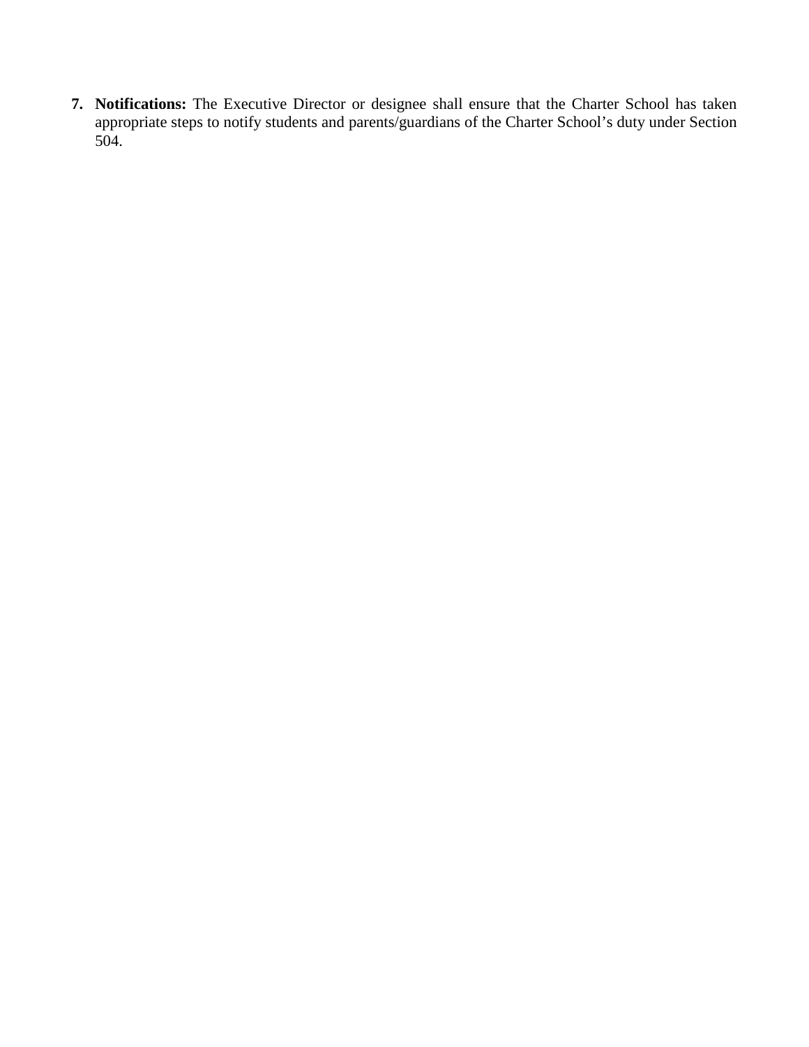7. **Notifications:** The Executive Director or designee shall ensure that the Charter School has taken appropriate steps to notify students and parents/guardians of the Charter School's duty under Section 504.